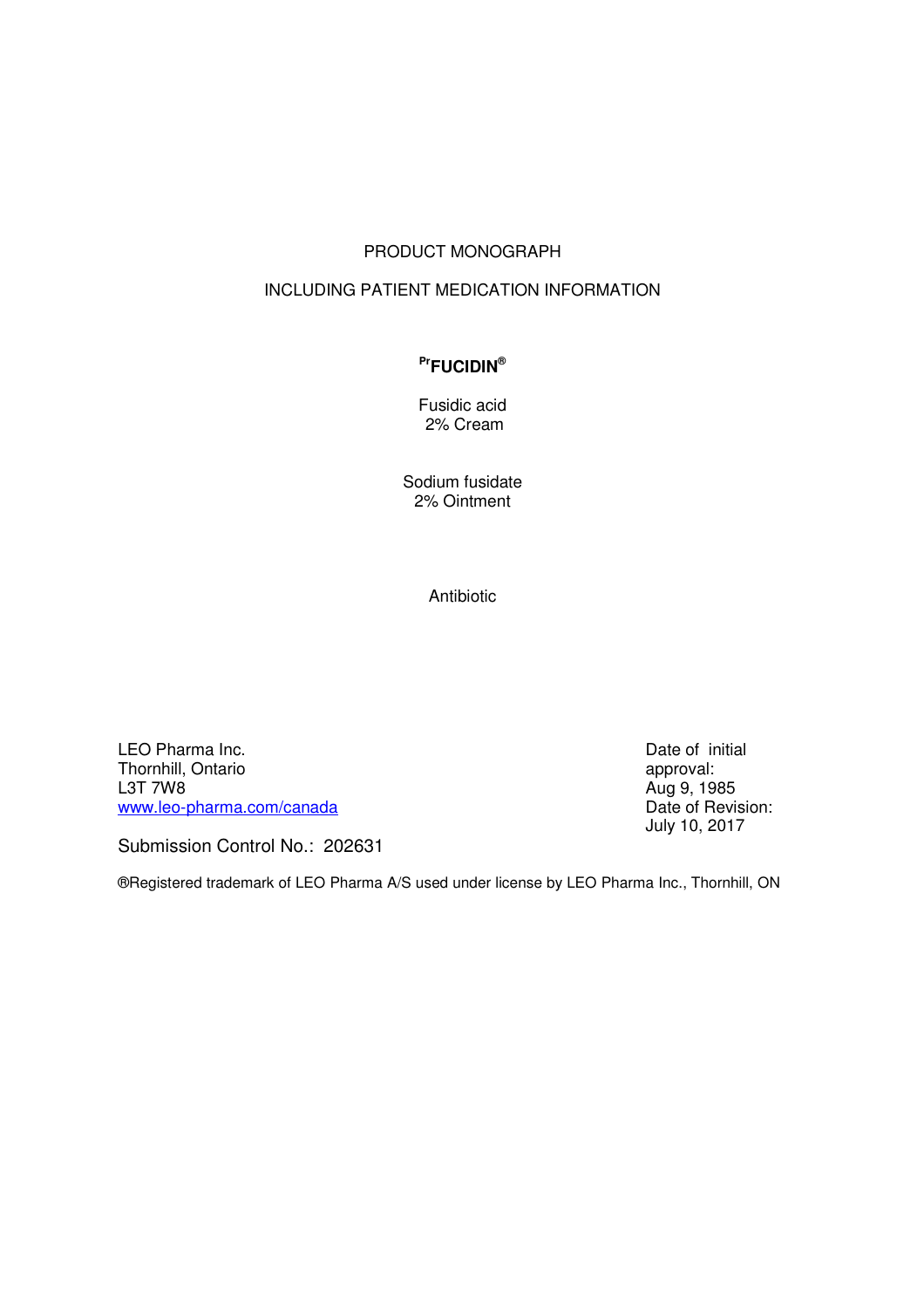PRODUCT MONOGRAPH

INCLUDING PATIENT MEDICATION INFORMATION

**[Pr]FUCIDIN®**

Fusidic acid
2% Cream

Sodium fusidate
2% Ointment

Antibiotic

LEO Pharma Inc.
Thornhill, Ontario
L3T 7W8
www.leo-pharma.com/canada

Date of initial approval:
Aug 9, 1985
Date of Revision:
July 10, 2017

Submission Control No.: 202631

®Registered trademark of LEO Pharma A/S used under license by LEO Pharma Inc., Thornhill, ON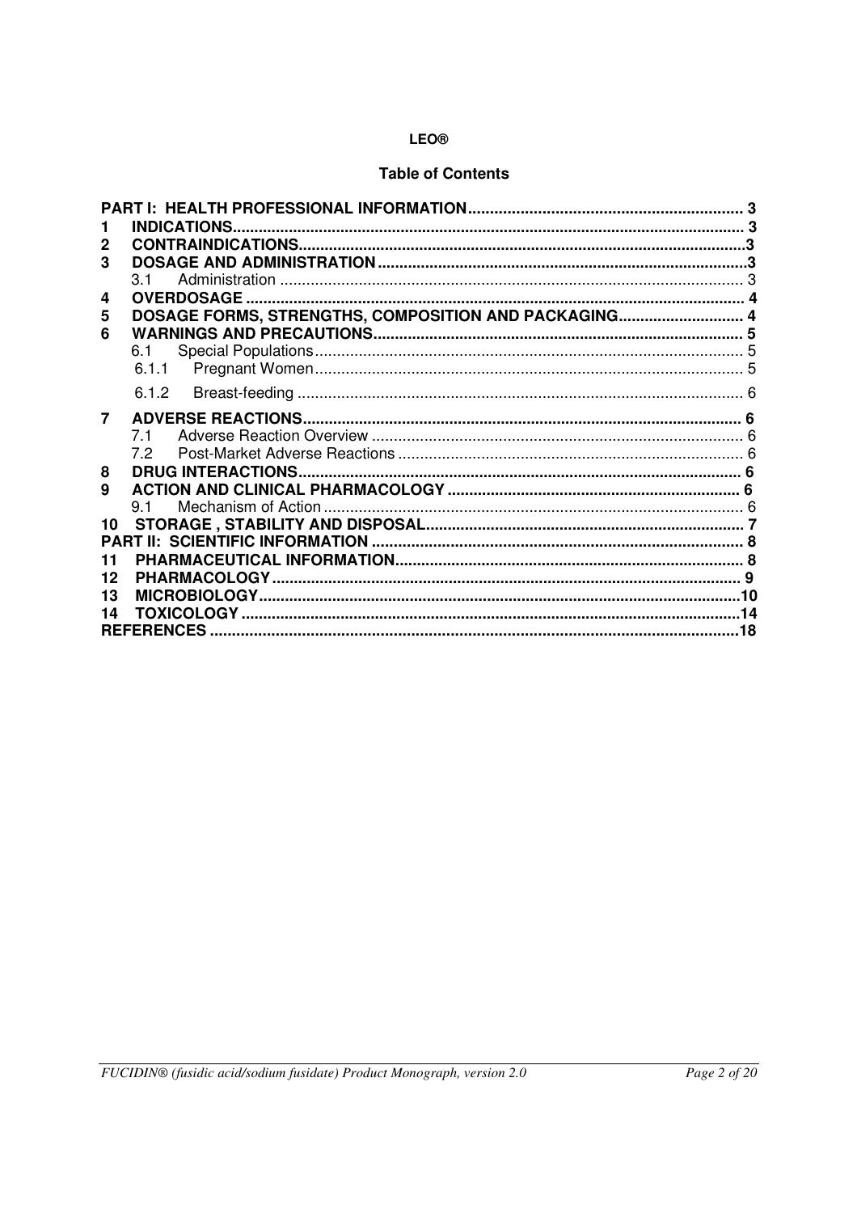**LEO®**

## Table of Contents

| | | |
|---|---|---|
| **PART I: HEALTH PROFESSIONAL INFORMATION** | | **3** |
| **1** | **INDICATIONS** | **3** |
| **2** | **CONTRAINDICATIONS** | **3** |
| **3** | **DOSAGE AND ADMINISTRATION** | **3** |
| | 3.1 Administration | 3 |
| **4** | **OVERDOSAGE** | **4** |
| **5** | **DOSAGE FORMS, STRENGTHS, COMPOSITION AND PACKAGING** | **4** |
| **6** | **WARNINGS AND PRECAUTIONS** | **5** |
| | 6.1 Special Populations | 5 |
| | 6.1.1 Pregnant Women | 5 |
| | 6.1.2 Breast-feeding | 6 |
| **7** | **ADVERSE REACTIONS** | **6** |
| | 7.1 Adverse Reaction Overview | 6 |
| | 7.2 Post-Market Adverse Reactions | 6 |
| **8** | **DRUG INTERACTIONS** | **6** |
| **9** | **ACTION AND CLINICAL PHARMACOLOGY** | **6** |
| | 9.1 Mechanism of Action | 6 |
| **10** | **STORAGE , STABILITY AND DISPOSAL** | **7** |
| **PART II: SCIENTIFIC INFORMATION** | | **8** |
| **11** | **PHARMACEUTICAL INFORMATION** | **8** |
| **12** | **PHARMACOLOGY** | **9** |
| **13** | **MICROBIOLOGY** | **10** |
| **14** | **TOXICOLOGY** | **14** |
| **REFERENCES** | | **18** |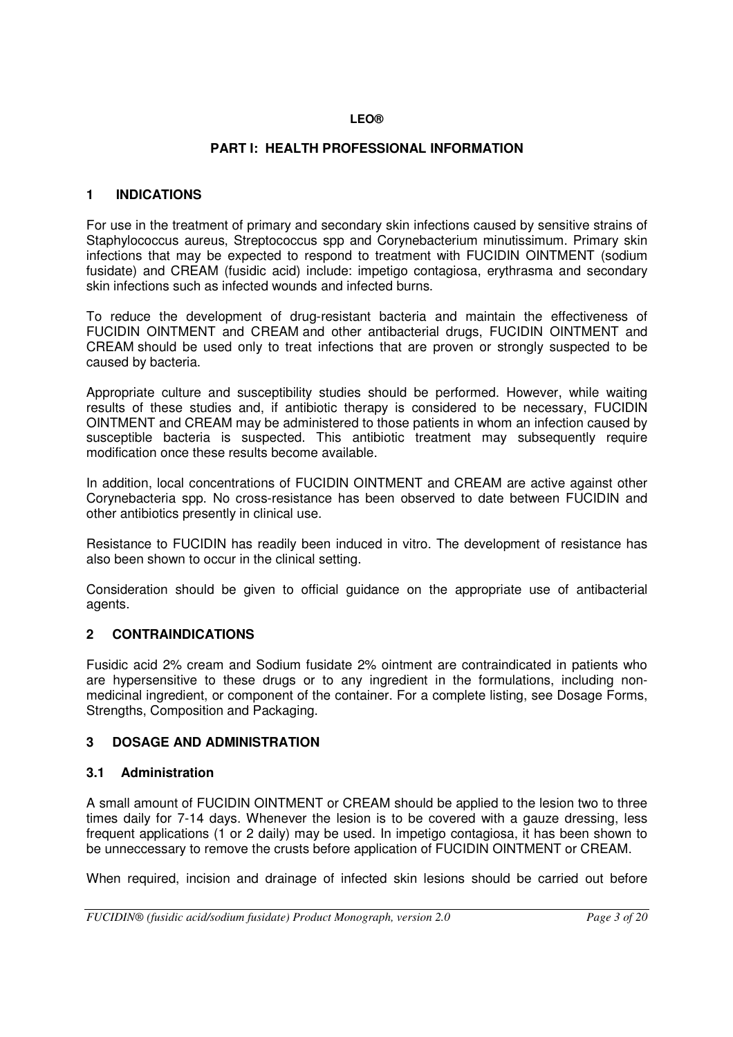**LEO®**

## PART I: HEALTH PROFESSIONAL INFORMATION

### 1 INDICATIONS

For use in the treatment of primary and secondary skin infections caused by sensitive strains of Staphylococcus aureus, Streptococcus spp and Corynebacterium minutissimum. Primary skin infections that may be expected to respond to treatment with FUCIDIN OINTMENT (sodium fusidate) and CREAM (fusidic acid) include: impetigo contagiosa, erythrasma and secondary skin infections such as infected wounds and infected burns.

To reduce the development of drug-resistant bacteria and maintain the effectiveness of FUCIDIN OINTMENT and CREAM and other antibacterial drugs, FUCIDIN OINTMENT and CREAM should be used only to treat infections that are proven or strongly suspected to be caused by bacteria.

Appropriate culture and susceptibility studies should be performed. However, while waiting results of these studies and, if antibiotic therapy is considered to be necessary, FUCIDIN OINTMENT and CREAM may be administered to those patients in whom an infection caused by susceptible bacteria is suspected. This antibiotic treatment may subsequently require modification once these results become available.

In addition, local concentrations of FUCIDIN OINTMENT and CREAM are active against other Corynebacteria spp. No cross-resistance has been observed to date between FUCIDIN and other antibiotics presently in clinical use.

Resistance to FUCIDIN has readily been induced in vitro. The development of resistance has also been shown to occur in the clinical setting.

Consideration should be given to official guidance on the appropriate use of antibacterial agents.

### 2 CONTRAINDICATIONS

Fusidic acid 2% cream and Sodium fusidate 2% ointment are contraindicated in patients who are hypersensitive to these drugs or to any ingredient in the formulations, including non-medicinal ingredient, or component of the container. For a complete listing, see Dosage Forms, Strengths, Composition and Packaging.

### 3 DOSAGE AND ADMINISTRATION

#### 3.1 Administration

A small amount of FUCIDIN OINTMENT or CREAM should be applied to the lesion two to three times daily for 7-14 days. Whenever the lesion is to be covered with a gauze dressing, less frequent applications (1 or 2 daily) may be used. In impetigo contagiosa, it has been shown to be unneccessary to remove the crusts before application of FUCIDIN OINTMENT or CREAM.

When required, incision and drainage of infected skin lesions should be carried out before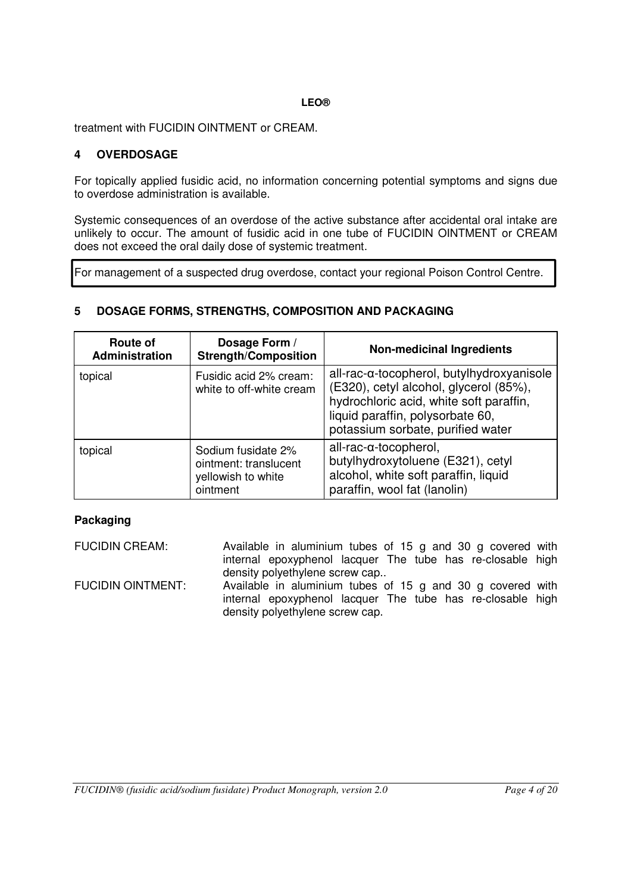treatment with FUCIDIN OINTMENT or CREAM.

## 4 OVERDOSAGE

For topically applied fusidic acid, no information concerning potential symptoms and signs due to overdose administration is available.

Systemic consequences of an overdose of the active substance after accidental oral intake are unlikely to occur. The amount of fusidic acid in one tube of FUCIDIN OINTMENT or CREAM does not exceed the oral daily dose of systemic treatment.

For management of a suspected drug overdose, contact your regional Poison Control Centre.

## 5 DOSAGE FORMS, STRENGTHS, COMPOSITION AND PACKAGING

| Route of Administration | Dosage Form / Strength/Composition | Non-medicinal Ingredients |
|---|---|---|
| topical | Fusidic acid 2% cream: white to off-white cream | all-rac-α-tocopherol, butylhydroxyanisole (E320), cetyl alcohol, glycerol (85%), hydrochloric acid, white soft paraffin, liquid paraffin, polysorbate 60, potassium sorbate, purified water |
| topical | Sodium fusidate 2% ointment: translucent yellowish to white ointment | all-rac-α-tocopherol, butylhydroxytoluene (E321), cetyl alcohol, white soft paraffin, liquid paraffin, wool fat (lanolin) |

**Packaging**

FUCIDIN CREAM: Available in aluminium tubes of 15 g and 30 g covered with internal epoxyphenol lacquer The tube has re-closable high density polyethylene screw cap..

FUCIDIN OINTMENT: Available in aluminium tubes of 15 g and 30 g covered with internal epoxyphenol lacquer The tube has re-closable high density polyethylene screw cap.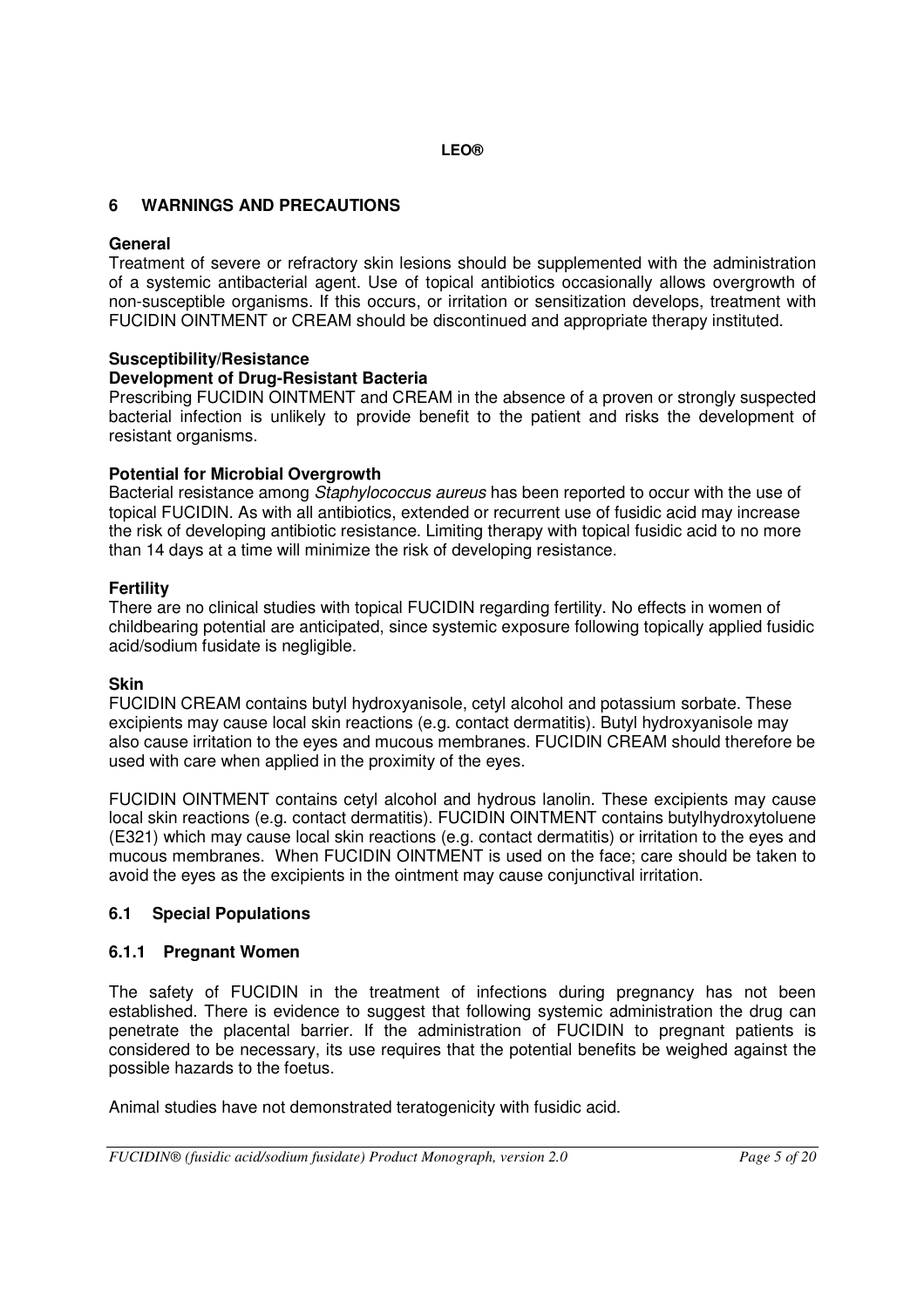## 6 WARNINGS AND PRECAUTIONS

**General**
Treatment of severe or refractory skin lesions should be supplemented with the administration of a systemic antibacterial agent. Use of topical antibiotics occasionally allows overgrowth of non-susceptible organisms. If this occurs, or irritation or sensitization develops, treatment with FUCIDIN OINTMENT or CREAM should be discontinued and appropriate therapy instituted.

**Susceptibility/Resistance**
**Development of Drug-Resistant Bacteria**
Prescribing FUCIDIN OINTMENT and CREAM in the absence of a proven or strongly suspected bacterial infection is unlikely to provide benefit to the patient and risks the development of resistant organisms.

**Potential for Microbial Overgrowth**
Bacterial resistance among *Staphylococcus aureus* has been reported to occur with the use of topical FUCIDIN. As with all antibiotics, extended or recurrent use of fusidic acid may increase the risk of developing antibiotic resistance. Limiting therapy with topical fusidic acid to no more than 14 days at a time will minimize the risk of developing resistance.

**Fertility**
There are no clinical studies with topical FUCIDIN regarding fertility. No effects in women of childbearing potential are anticipated, since systemic exposure following topically applied fusidic acid/sodium fusidate is negligible.

**Skin**
FUCIDIN CREAM contains butyl hydroxyanisole, cetyl alcohol and potassium sorbate. These excipients may cause local skin reactions (e.g. contact dermatitis). Butyl hydroxyanisole may also cause irritation to the eyes and mucous membranes. FUCIDIN CREAM should therefore be used with care when applied in the proximity of the eyes.

FUCIDIN OINTMENT contains cetyl alcohol and hydrous lanolin. These excipients may cause local skin reactions (e.g. contact dermatitis). FUCIDIN OINTMENT contains butylhydroxytoluene (E321) which may cause local skin reactions (e.g. contact dermatitis) or irritation to the eyes and mucous membranes. When FUCIDIN OINTMENT is used on the face; care should be taken to avoid the eyes as the excipients in the ointment may cause conjunctival irritation.

### 6.1 Special Populations

#### 6.1.1 Pregnant Women

The safety of FUCIDIN in the treatment of infections during pregnancy has not been established. There is evidence to suggest that following systemic administration the drug can penetrate the placental barrier. If the administration of FUCIDIN to pregnant patients is considered to be necessary, its use requires that the potential benefits be weighed against the possible hazards to the foetus.

Animal studies have not demonstrated teratogenicity with fusidic acid.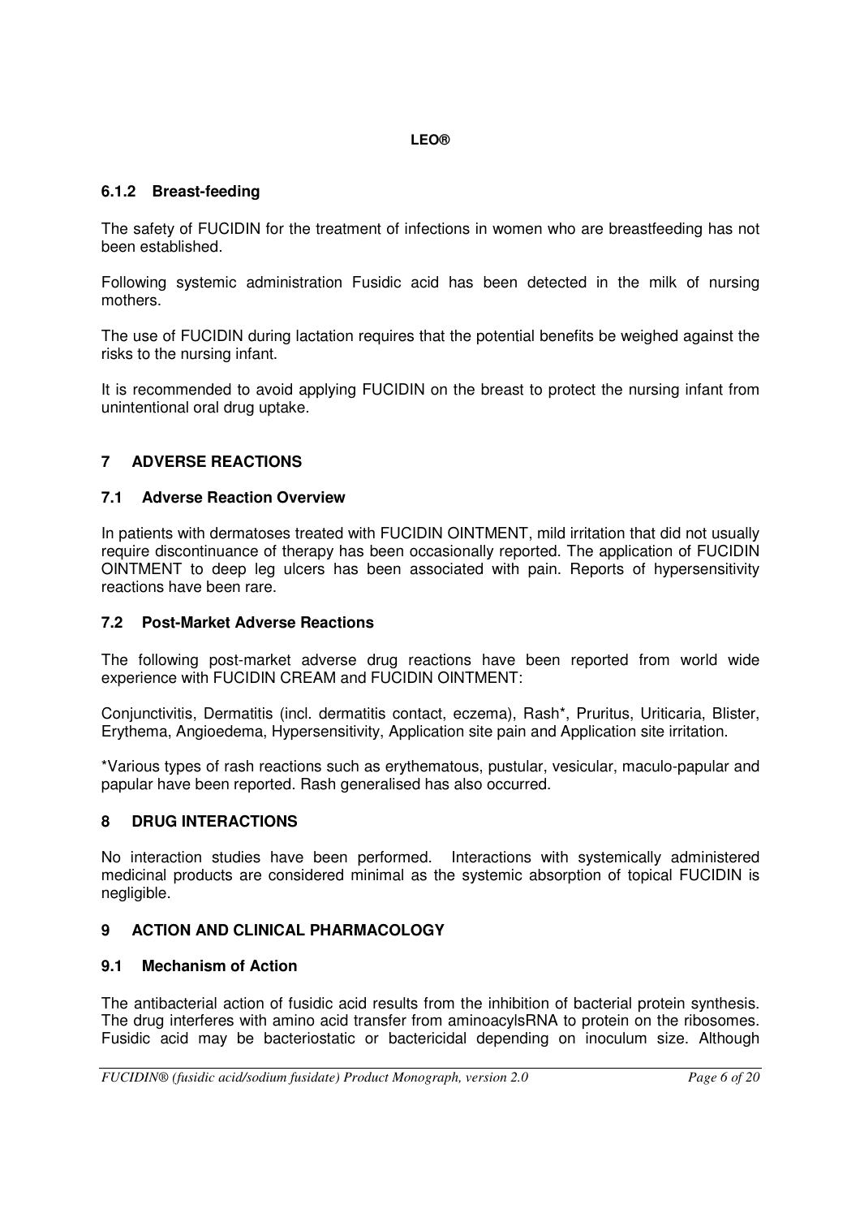### 6.1.2 Breast-feeding

The safety of FUCIDIN for the treatment of infections in women who are breastfeeding has not been established.

Following systemic administration Fusidic acid has been detected in the milk of nursing mothers.

The use of FUCIDIN during lactation requires that the potential benefits be weighed against the risks to the nursing infant.

It is recommended to avoid applying FUCIDIN on the breast to protect the nursing infant from unintentional oral drug uptake.

## 7 ADVERSE REACTIONS

### 7.1 Adverse Reaction Overview

In patients with dermatoses treated with FUCIDIN OINTMENT, mild irritation that did not usually require discontinuance of therapy has been occasionally reported. The application of FUCIDIN OINTMENT to deep leg ulcers has been associated with pain. Reports of hypersensitivity reactions have been rare.

### 7.2 Post-Market Adverse Reactions

The following post-market adverse drug reactions have been reported from world wide experience with FUCIDIN CREAM and FUCIDIN OINTMENT:

Conjunctivitis, Dermatitis (incl. dermatitis contact, eczema), Rash*, Pruritus, Uriticaria, Blister, Erythema, Angioedema, Hypersensitivity, Application site pain and Application site irritation.

*Various types of rash reactions such as erythematous, pustular, vesicular, maculo-papular and papular have been reported. Rash generalised has also occurred.

## 8 DRUG INTERACTIONS

No interaction studies have been performed. Interactions with systemically administered medicinal products are considered minimal as the systemic absorption of topical FUCIDIN is negligible.

## 9 ACTION AND CLINICAL PHARMACOLOGY

### 9.1 Mechanism of Action

The antibacterial action of fusidic acid results from the inhibition of bacterial protein synthesis. The drug interferes with amino acid transfer from aminoacylsRNA to protein on the ribosomes. Fusidic acid may be bacteriostatic or bactericidal depending on inoculum size. Although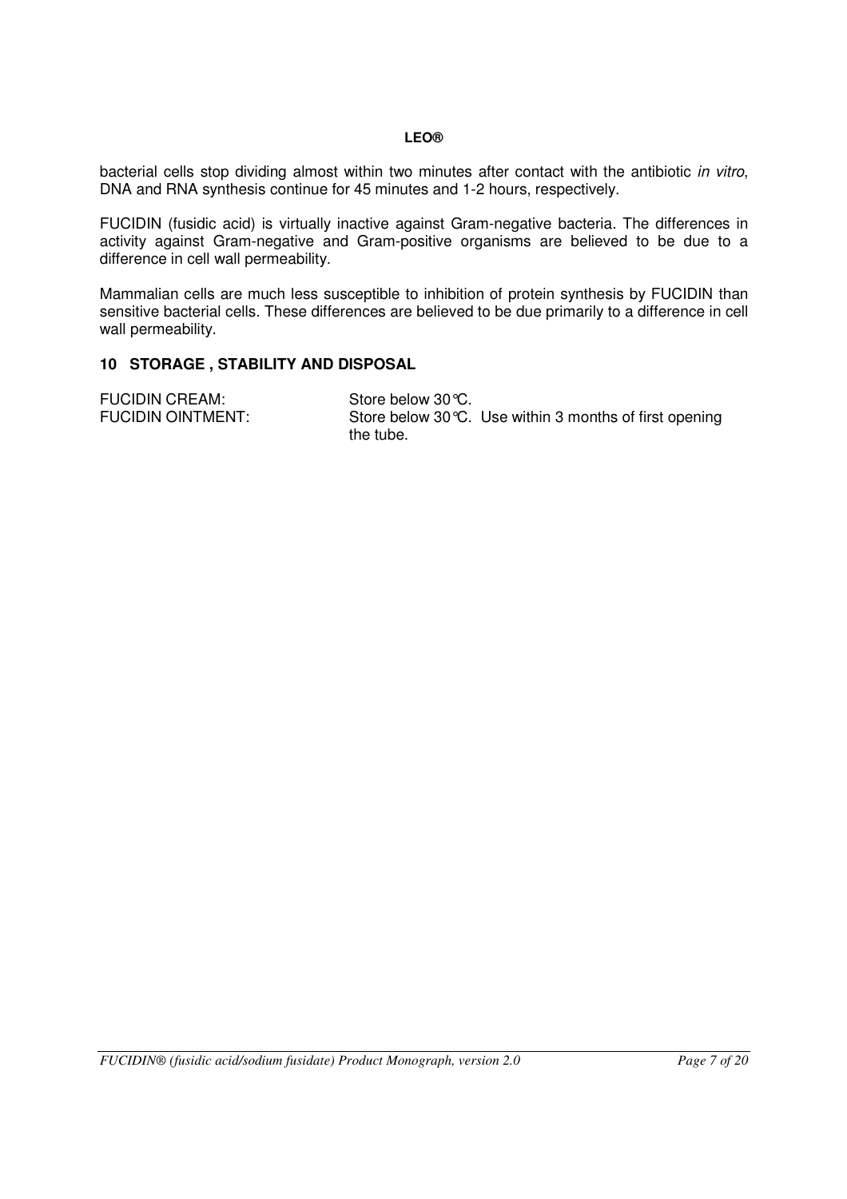bacterial cells stop dividing almost within two minutes after contact with the antibiotic *in vitro*, DNA and RNA synthesis continue for 45 minutes and 1-2 hours, respectively.

FUCIDIN (fusidic acid) is virtually inactive against Gram-negative bacteria. The differences in activity against Gram-negative and Gram-positive organisms are believed to be due to a difference in cell wall permeability.

Mammalian cells are much less susceptible to inhibition of protein synthesis by FUCIDIN than sensitive bacterial cells. These differences are believed to be due primarily to a difference in cell wall permeability.

## 10 STORAGE , STABILITY AND DISPOSAL

| | |
|---|---|
| FUCIDIN CREAM: | Store below 30°C. |
| FUCIDIN OINTMENT: | Store below 30°C. Use within 3 months of first opening the tube. |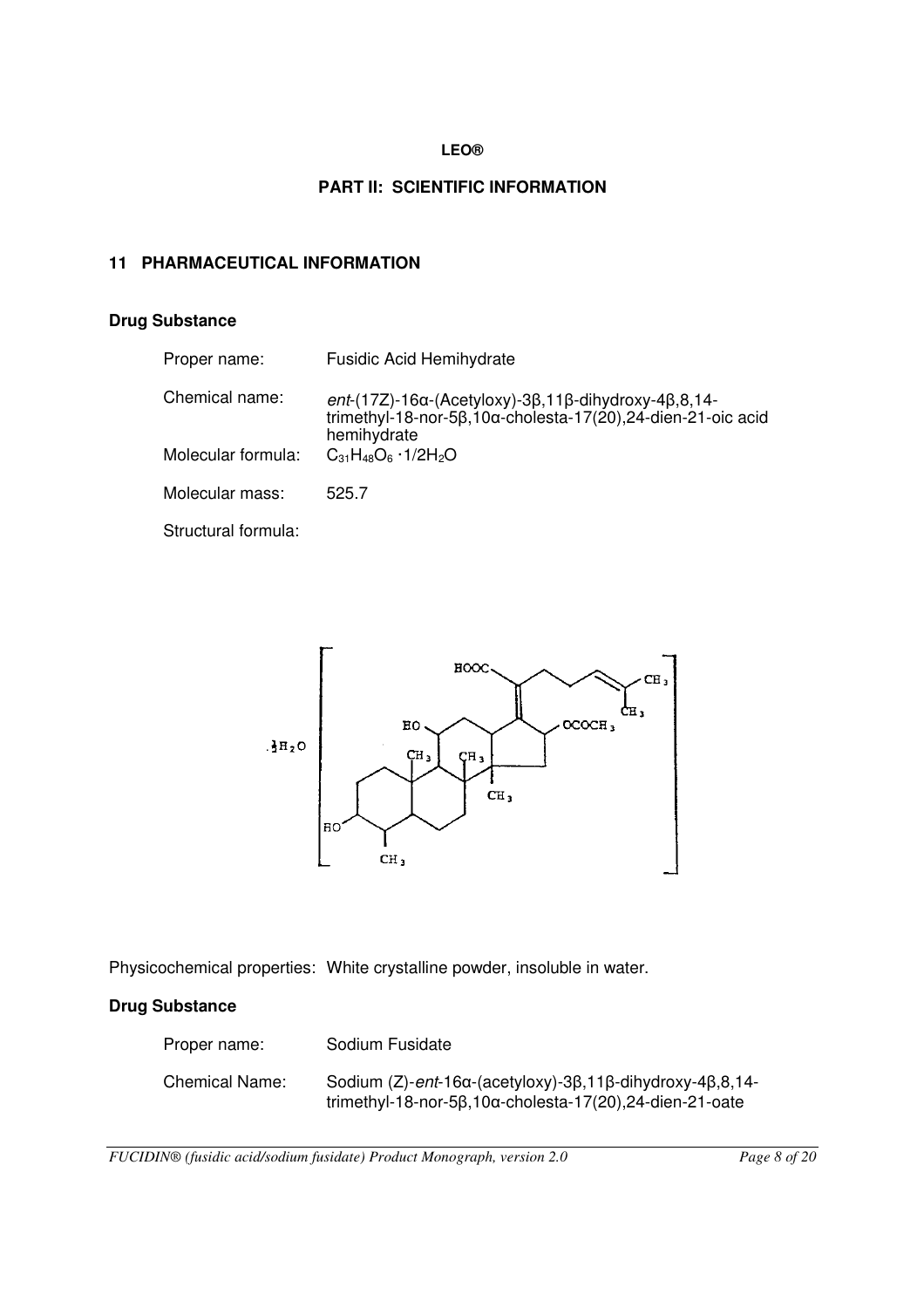**LEO®**

## PART II: SCIENTIFIC INFORMATION

## 11 PHARMACEUTICAL INFORMATION

### Drug Substance

Proper name: Fusidic Acid Hemihydrate

Chemical name: *ent*-(17Z)-16α-(Acetyloxy)-3β,11β-dihydroxy-4β,8,14-trimethyl-18-nor-5β,10α-cholesta-17(20),24-dien-21-oic acid hemihydrate

Molecular formula: $C_{31}H_{48}O_6 \cdot 1/2H_2O$

Molecular mass: 525.7

Structural formula:

Physicochemical properties: White crystalline powder, insoluble in water.

### Drug Substance

Proper name: Sodium Fusidate

Chemical Name: Sodium (Z)-*ent*-16α-(acetyloxy)-3β,11β-dihydroxy-4β,8,14-trimethyl-18-nor-5β,10α-cholesta-17(20),24-dien-21-oate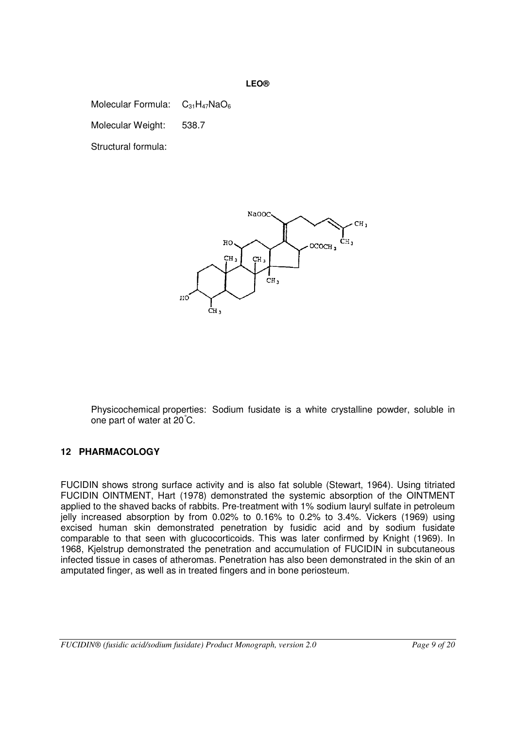**LEO®**

Molecular Formula: $C_{31}H_{47}NaO_6$

Molecular Weight: 538.7

Structural formula:

Physicochemical properties: Sodium fusidate is a white crystalline powder, soluble in one part of water at 20°C.

## 12 PHARMACOLOGY

FUCIDIN shows strong surface activity and is also fat soluble (Stewart, 1964). Using titriated FUCIDIN OINTMENT, Hart (1978) demonstrated the systemic absorption of the OINTMENT applied to the shaved backs of rabbits. Pre-treatment with 1% sodium lauryl sulfate in petroleum jelly increased absorption by from 0.02% to 0.16% to 0.2% to 3.4%. Vickers (1969) using excised human skin demonstrated penetration by fusidic acid and by sodium fusidate comparable to that seen with glucocorticoids. This was later confirmed by Knight (1969). In 1968, Kjelstrup demonstrated the penetration and accumulation of FUCIDIN in subcutaneous infected tissue in cases of atheromas. Penetration has also been demonstrated in the skin of an amputated finger, as well as in treated fingers and in bone periosteum.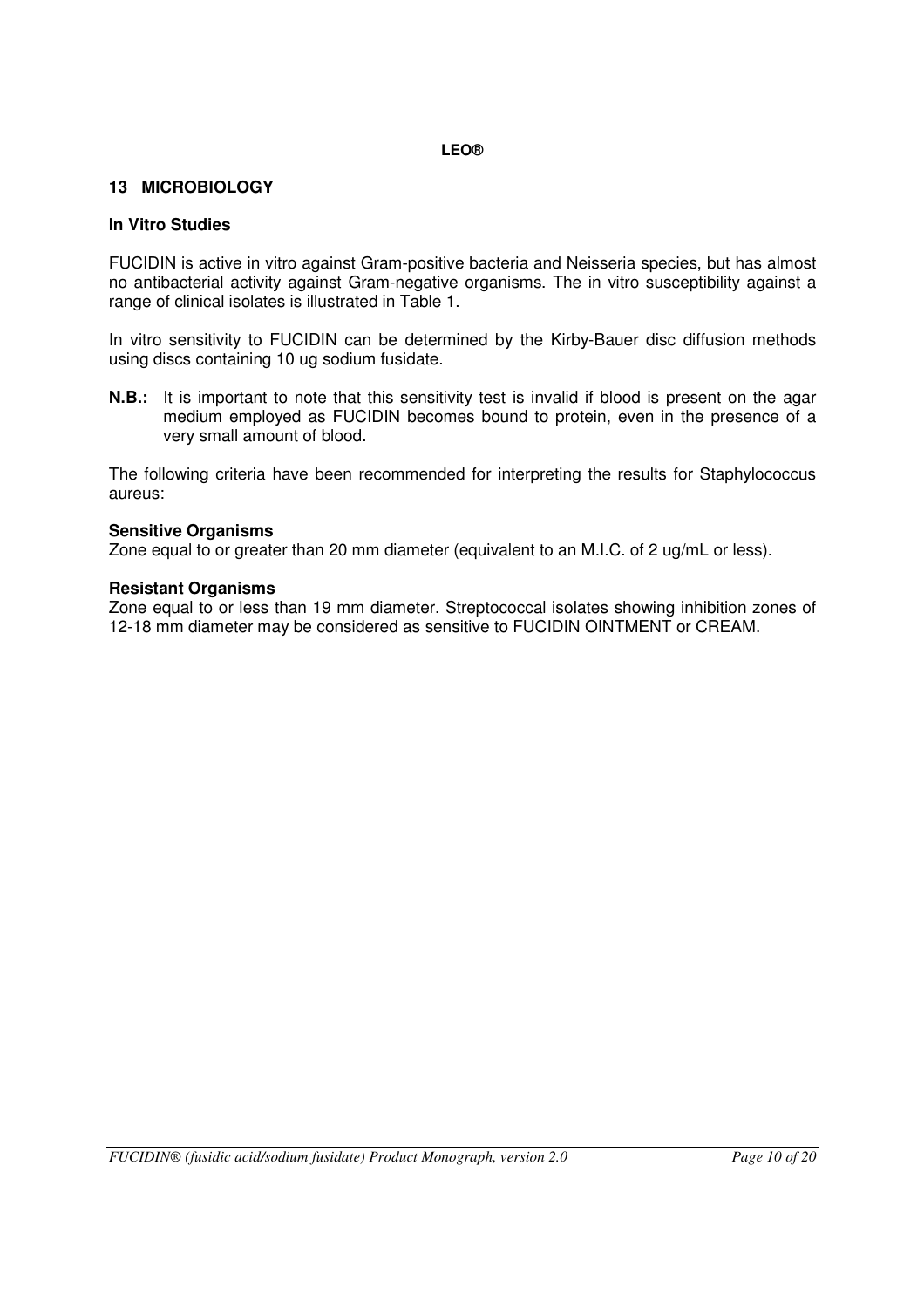## 13 MICROBIOLOGY

### In Vitro Studies

FUCIDIN is active in vitro against Gram-positive bacteria and Neisseria species, but has almost no antibacterial activity against Gram-negative organisms. The in vitro susceptibility against a range of clinical isolates is illustrated in Table 1.

In vitro sensitivity to FUCIDIN can be determined by the Kirby-Bauer disc diffusion methods using discs containing 10 ug sodium fusidate.

**N.B.:** It is important to note that this sensitivity test is invalid if blood is present on the agar medium employed as FUCIDIN becomes bound to protein, even in the presence of a very small amount of blood.

The following criteria have been recommended for interpreting the results for Staphylococcus aureus:

**Sensitive Organisms**
Zone equal to or greater than 20 mm diameter (equivalent to an M.I.C. of 2 ug/mL or less).

**Resistant Organisms**
Zone equal to or less than 19 mm diameter. Streptococcal isolates showing inhibition zones of 12-18 mm diameter may be considered as sensitive to FUCIDIN OINTMENT or CREAM.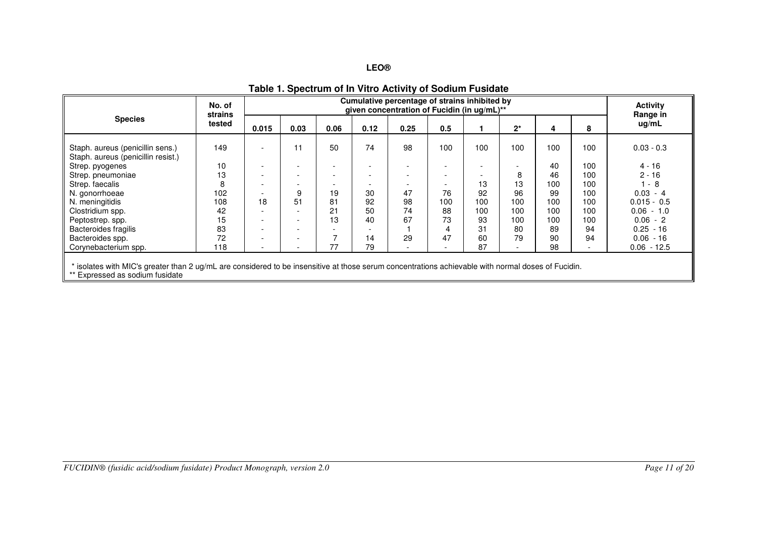**LEO®**

**Table 1. Spectrum of In Vitro Activity of Sodium Fusidate**

| Species | No. of strains tested | Cumulative percentage of strains inhibited by given concentration of Fucidin (in ug/mL)** | | | | | | | | | | Activity Range in ug/mL |
|---|---|---|---|---|---|---|---|---|---|---|---|---|
| | | 0.015 | 0.03 | 0.06 | 0.12 | 0.25 | 0.5 | 1 | 2* | 4 | 8 | |
| Staph. aureus (penicillin sens.) Staph. aureus (penicillin resist.) | 149 | - | 11 | 50 | 74 | 98 | 100 | 100 | 100 | 100 | 100 | 0.03 - 0.3 |
| Strep. pyogenes | 10 | - | - | - | - | - | - | - | - | 40 | 100 | 4 - 16 |
| Strep. pneumoniae | 13 | - | - | - | - | - | - | - | 8 | 46 | 100 | 2 - 16 |
| Strep. faecalis | 8 | - | - | - | - | - | - | 13 | 13 | 100 | 100 | 1 - 8 |
| N. gonorrhoeae | 102 | - | 9 | 19 | 30 | 47 | 76 | 92 | 96 | 99 | 100 | 0.03 - 4 |
| N. meningitidis | 108 | 18 | 51 | 81 | 92 | 98 | 100 | 100 | 100 | 100 | 100 | 0.015 - 0.5 |
| Clostridium spp. | 42 | - | - | 21 | 50 | 74 | 88 | 100 | 100 | 100 | 100 | 0.06 - 1.0 |
| Peptostrep. spp. | 15 | - | - | 13 | 40 | 67 | 73 | 93 | 100 | 100 | 100 | 0.06 - 2 |
| Bacteroides fragilis | 83 | - | - | - | - | 1 | 4 | 31 | 80 | 89 | 94 | 0.25 - 16 |
| Bacteroides spp. | 72 | - | - | 7 | 14 | 29 | 47 | 60 | 79 | 90 | 94 | 0.06 - 16 |
| Corynebacterium spp. | 118 | - | - | 77 | 79 | - | - | 87 | - | 98 | - | 0.06 - 12.5 |

\* isolates with MIC's greater than 2 ug/mL are considered to be insensitive at those serum concentrations achievable with normal doses of Fucidin.
** Expressed as sodium fusidate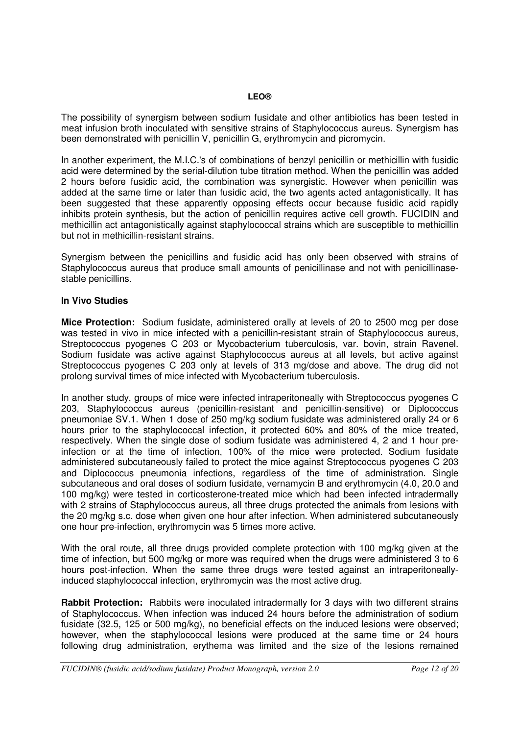The possibility of synergism between sodium fusidate and other antibiotics has been tested in meat infusion broth inoculated with sensitive strains of Staphylococcus aureus. Synergism has been demonstrated with penicillin V, penicillin G, erythromycin and picromycin.

In another experiment, the M.I.C.'s of combinations of benzyl penicillin or methicillin with fusidic acid were determined by the serial-dilution tube titration method. When the penicillin was added 2 hours before fusidic acid, the combination was synergistic. However when penicillin was added at the same time or later than fusidic acid, the two agents acted antagonistically. It has been suggested that these apparently opposing effects occur because fusidic acid rapidly inhibits protein synthesis, but the action of penicillin requires active cell growth. FUCIDIN and methicillin act antagonistically against staphylococcal strains which are susceptible to methicillin but not in methicillin-resistant strains.

Synergism between the penicillins and fusidic acid has only been observed with strains of Staphylococcus aureus that produce small amounts of penicillinase and not with penicillinase-stable penicillins.

### In Vivo Studies

**Mice Protection:** Sodium fusidate, administered orally at levels of 20 to 2500 mcg per dose was tested in vivo in mice infected with a penicillin-resistant strain of Staphylococcus aureus, Streptococcus pyogenes C 203 or Mycobacterium tuberculosis, var. bovin, strain Ravenel. Sodium fusidate was active against Staphylococcus aureus at all levels, but active against Streptococcus pyogenes C 203 only at levels of 313 mg/dose and above. The drug did not prolong survival times of mice infected with Mycobacterium tuberculosis.

In another study, groups of mice were infected intraperitoneally with Streptococcus pyogenes C 203, Staphylococcus aureus (penicillin-resistant and penicillin-sensitive) or Diplococcus pneumoniae SV.1. When 1 dose of 250 mg/kg sodium fusidate was administered orally 24 or 6 hours prior to the staphylococcal infection, it protected 60% and 80% of the mice treated, respectively. When the single dose of sodium fusidate was administered 4, 2 and 1 hour pre-infection or at the time of infection, 100% of the mice were protected. Sodium fusidate administered subcutaneously failed to protect the mice against Streptococcus pyogenes C 203 and Diplococcus pneumonia infections, regardless of the time of administration. Single subcutaneous and oral doses of sodium fusidate, vernamycin B and erythromycin (4.0, 20.0 and 100 mg/kg) were tested in corticosterone-treated mice which had been infected intradermally with 2 strains of Staphylococcus aureus, all three drugs protected the animals from lesions with the 20 mg/kg s.c. dose when given one hour after infection. When administered subcutaneously one hour pre-infection, erythromycin was 5 times more active.

With the oral route, all three drugs provided complete protection with 100 mg/kg given at the time of infection, but 500 mg/kg or more was required when the drugs were administered 3 to 6 hours post-infection. When the same three drugs were tested against an intraperitoneally-induced staphylococcal infection, erythromycin was the most active drug.

**Rabbit Protection:** Rabbits were inoculated intradermally for 3 days with two different strains of Staphylococcus. When infection was induced 24 hours before the administration of sodium fusidate (32.5, 125 or 500 mg/kg), no beneficial effects on the induced lesions were observed; however, when the staphylococcal lesions were produced at the same time or 24 hours following drug administration, erythema was limited and the size of the lesions remained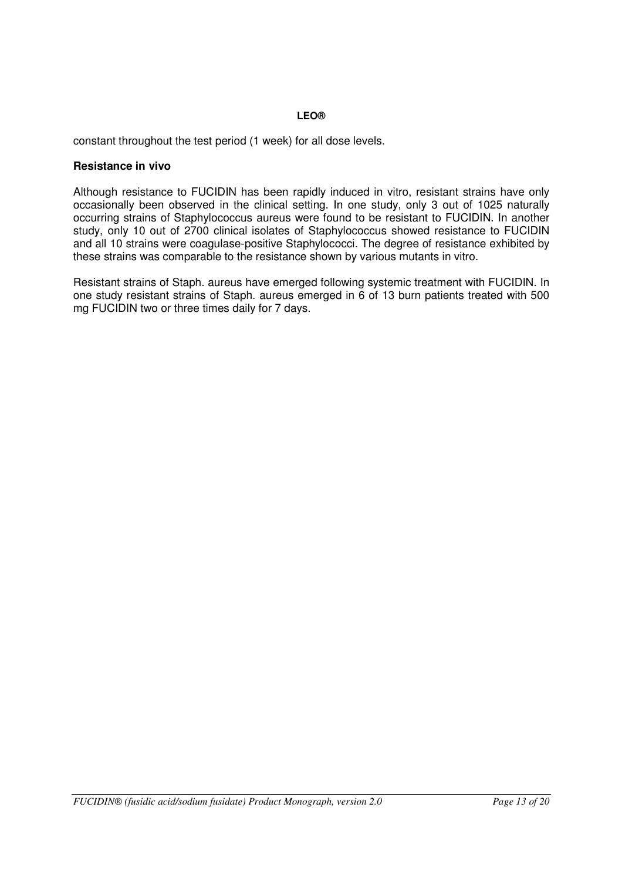constant throughout the test period (1 week) for all dose levels.

**Resistance in vivo**

Although resistance to FUCIDIN has been rapidly induced in vitro, resistant strains have only occasionally been observed in the clinical setting. In one study, only 3 out of 1025 naturally occurring strains of Staphylococcus aureus were found to be resistant to FUCIDIN. In another study, only 10 out of 2700 clinical isolates of Staphylococcus showed resistance to FUCIDIN and all 10 strains were coagulase-positive Staphylococci. The degree of resistance exhibited by these strains was comparable to the resistance shown by various mutants in vitro.

Resistant strains of Staph. aureus have emerged following systemic treatment with FUCIDIN. In one study resistant strains of Staph. aureus emerged in 6 of 13 burn patients treated with 500 mg FUCIDIN two or three times daily for 7 days.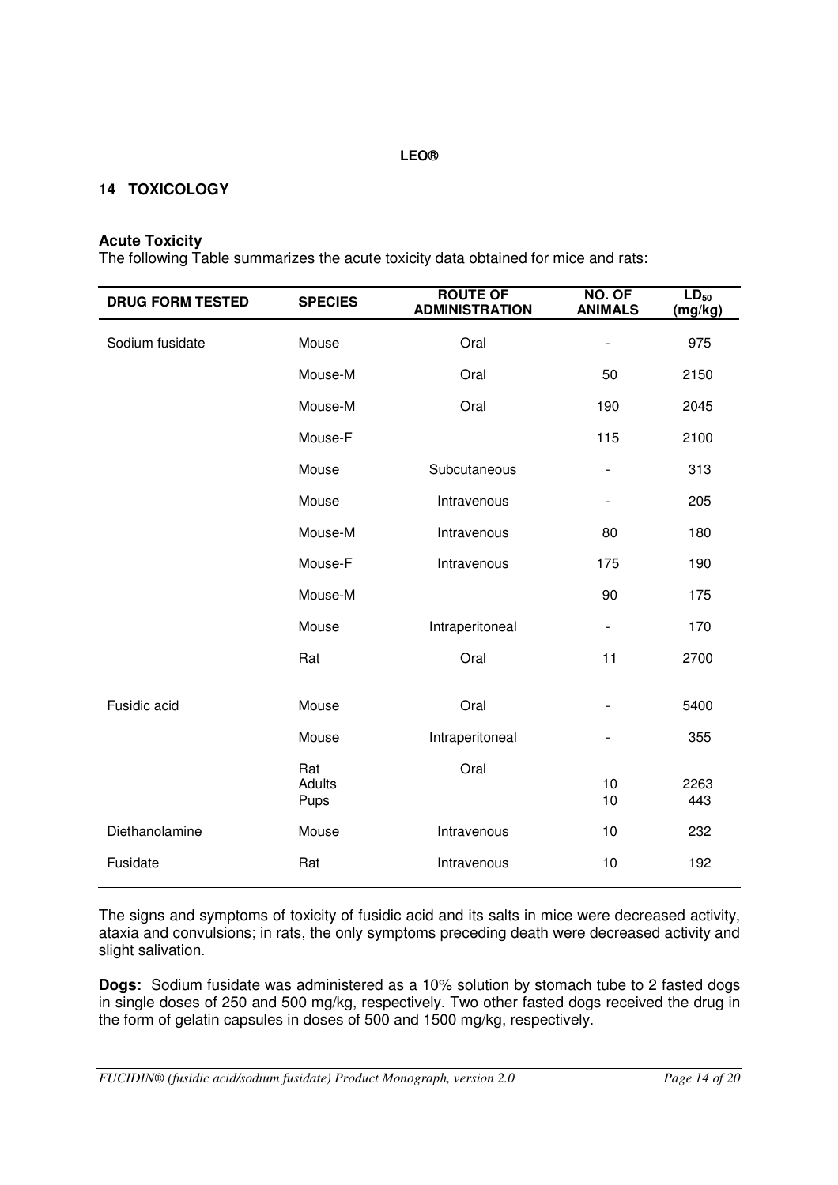**LEO®**

## 14 TOXICOLOGY

**Acute Toxicity**

The following Table summarizes the acute toxicity data obtained for mice and rats:

| DRUG FORM TESTED | SPECIES | ROUTE OF ADMINISTRATION | NO. OF ANIMALS | $LD_{50}$ (mg/kg) |
|---|---|---|---|---|
| Sodium fusidate | Mouse | Oral | - | 975 |
| | Mouse-M | Oral | 50 | 2150 |
| | Mouse-M | Oral | 190 | 2045 |
| | Mouse-F | | 115 | 2100 |
| | Mouse | Subcutaneous | - | 313 |
| | Mouse | Intravenous | - | 205 |
| | Mouse-M | Intravenous | 80 | 180 |
| | Mouse-F | Intravenous | 175 | 190 |
| | Mouse-M | | 90 | 175 |
| | Mouse | Intraperitoneal | - | 170 |
| | Rat | Oral | 11 | 2700 |
| Fusidic acid | Mouse | Oral | - | 5400 |
| | Mouse | Intraperitoneal | - | 355 |
| | Rat | Oral | | |
| | Adults | | 10 | 2263 |
| | Pups | | 10 | 443 |
| Diethanolamine | Mouse | Intravenous | 10 | 232 |
| Fusidate | Rat | Intravenous | 10 | 192 |

The signs and symptoms of toxicity of fusidic acid and its salts in mice were decreased activity, ataxia and convulsions; in rats, the only symptoms preceding death were decreased activity and slight salivation.

**Dogs:** Sodium fusidate was administered as a 10% solution by stomach tube to 2 fasted dogs in single doses of 250 and 500 mg/kg, respectively. Two other fasted dogs received the drug in the form of gelatin capsules in doses of 500 and 1500 mg/kg, respectively.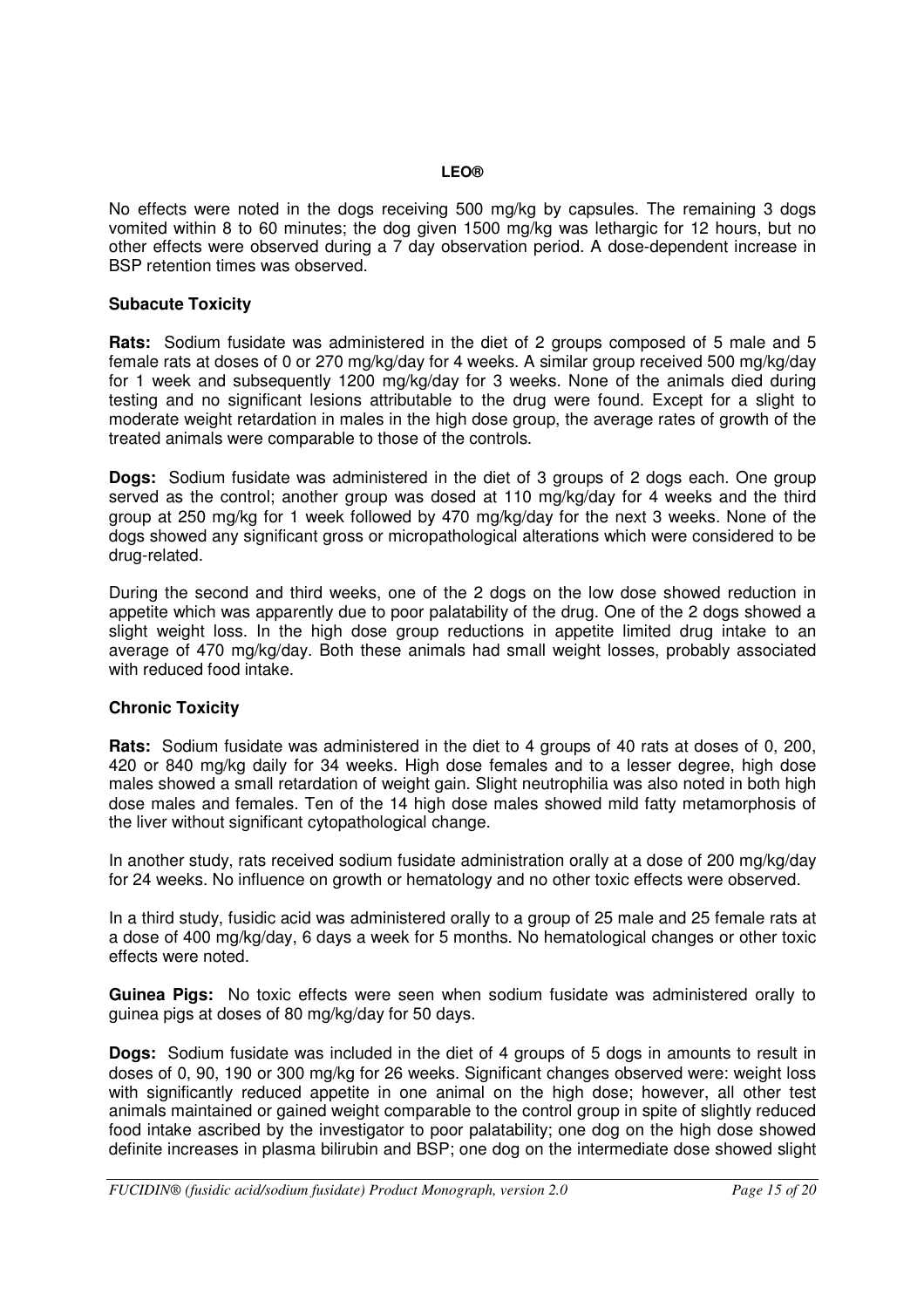No effects were noted in the dogs receiving 500 mg/kg by capsules. The remaining 3 dogs vomited within 8 to 60 minutes; the dog given 1500 mg/kg was lethargic for 12 hours, but no other effects were observed during a 7 day observation period. A dose-dependent increase in BSP retention times was observed.

### Subacute Toxicity

**Rats:** Sodium fusidate was administered in the diet of 2 groups composed of 5 male and 5 female rats at doses of 0 or 270 mg/kg/day for 4 weeks. A similar group received 500 mg/kg/day for 1 week and subsequently 1200 mg/kg/day for 3 weeks. None of the animals died during testing and no significant lesions attributable to the drug were found. Except for a slight to moderate weight retardation in males in the high dose group, the average rates of growth of the treated animals were comparable to those of the controls.

**Dogs:** Sodium fusidate was administered in the diet of 3 groups of 2 dogs each. One group served as the control; another group was dosed at 110 mg/kg/day for 4 weeks and the third group at 250 mg/kg for 1 week followed by 470 mg/kg/day for the next 3 weeks. None of the dogs showed any significant gross or micropathological alterations which were considered to be drug-related.

During the second and third weeks, one of the 2 dogs on the low dose showed reduction in appetite which was apparently due to poor palatability of the drug. One of the 2 dogs showed a slight weight loss. In the high dose group reductions in appetite limited drug intake to an average of 470 mg/kg/day. Both these animals had small weight losses, probably associated with reduced food intake.

### Chronic Toxicity

**Rats:** Sodium fusidate was administered in the diet to 4 groups of 40 rats at doses of 0, 200, 420 or 840 mg/kg daily for 34 weeks. High dose females and to a lesser degree, high dose males showed a small retardation of weight gain. Slight neutrophilia was also noted in both high dose males and females. Ten of the 14 high dose males showed mild fatty metamorphosis of the liver without significant cytopathological change.

In another study, rats received sodium fusidate administration orally at a dose of 200 mg/kg/day for 24 weeks. No influence on growth or hematology and no other toxic effects were observed.

In a third study, fusidic acid was administered orally to a group of 25 male and 25 female rats at a dose of 400 mg/kg/day, 6 days a week for 5 months. No hematological changes or other toxic effects were noted.

**Guinea Pigs:** No toxic effects were seen when sodium fusidate was administered orally to guinea pigs at doses of 80 mg/kg/day for 50 days.

**Dogs:** Sodium fusidate was included in the diet of 4 groups of 5 dogs in amounts to result in doses of 0, 90, 190 or 300 mg/kg for 26 weeks. Significant changes observed were: weight loss with significantly reduced appetite in one animal on the high dose; however, all other test animals maintained or gained weight comparable to the control group in spite of slightly reduced food intake ascribed by the investigator to poor palatability; one dog on the high dose showed definite increases in plasma bilirubin and BSP; one dog on the intermediate dose showed slight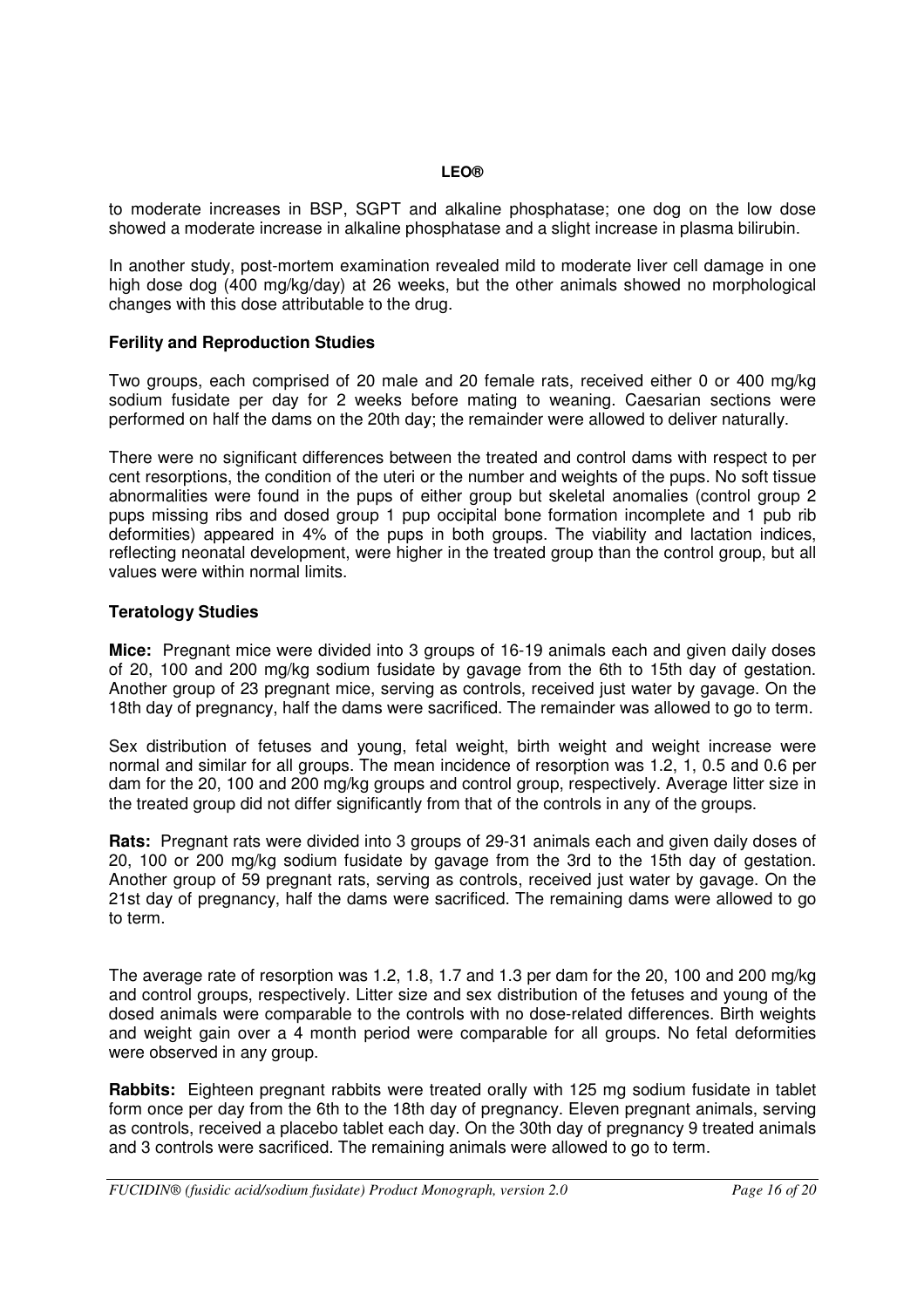to moderate increases in BSP, SGPT and alkaline phosphatase; one dog on the low dose showed a moderate increase in alkaline phosphatase and a slight increase in plasma bilirubin.

In another study, post-mortem examination revealed mild to moderate liver cell damage in one high dose dog (400 mg/kg/day) at 26 weeks, but the other animals showed no morphological changes with this dose attributable to the drug.

### Ferility and Reproduction Studies

Two groups, each comprised of 20 male and 20 female rats, received either 0 or 400 mg/kg sodium fusidate per day for 2 weeks before mating to weaning. Caesarian sections were performed on half the dams on the 20th day; the remainder were allowed to deliver naturally.

There were no significant differences between the treated and control dams with respect to per cent resorptions, the condition of the uteri or the number and weights of the pups. No soft tissue abnormalities were found in the pups of either group but skeletal anomalies (control group 2 pups missing ribs and dosed group 1 pup occipital bone formation incomplete and 1 pub rib deformities) appeared in 4% of the pups in both groups. The viability and lactation indices, reflecting neonatal development, were higher in the treated group than the control group, but all values were within normal limits.

### Teratology Studies

**Mice:** Pregnant mice were divided into 3 groups of 16-19 animals each and given daily doses of 20, 100 and 200 mg/kg sodium fusidate by gavage from the 6th to 15th day of gestation. Another group of 23 pregnant mice, serving as controls, received just water by gavage. On the 18th day of pregnancy, half the dams were sacrificed. The remainder was allowed to go to term.

Sex distribution of fetuses and young, fetal weight, birth weight and weight increase were normal and similar for all groups. The mean incidence of resorption was 1.2, 1, 0.5 and 0.6 per dam for the 20, 100 and 200 mg/kg groups and control group, respectively. Average litter size in the treated group did not differ significantly from that of the controls in any of the groups.

**Rats:** Pregnant rats were divided into 3 groups of 29-31 animals each and given daily doses of 20, 100 or 200 mg/kg sodium fusidate by gavage from the 3rd to the 15th day of gestation. Another group of 59 pregnant rats, serving as controls, received just water by gavage. On the 21st day of pregnancy, half the dams were sacrificed. The remaining dams were allowed to go to term.

The average rate of resorption was 1.2, 1.8, 1.7 and 1.3 per dam for the 20, 100 and 200 mg/kg and control groups, respectively. Litter size and sex distribution of the fetuses and young of the dosed animals were comparable to the controls with no dose-related differences. Birth weights and weight gain over a 4 month period were comparable for all groups. No fetal deformities were observed in any group.

**Rabbits:** Eighteen pregnant rabbits were treated orally with 125 mg sodium fusidate in tablet form once per day from the 6th to the 18th day of pregnancy. Eleven pregnant animals, serving as controls, received a placebo tablet each day. On the 30th day of pregnancy 9 treated animals and 3 controls were sacrificed. The remaining animals were allowed to go to term.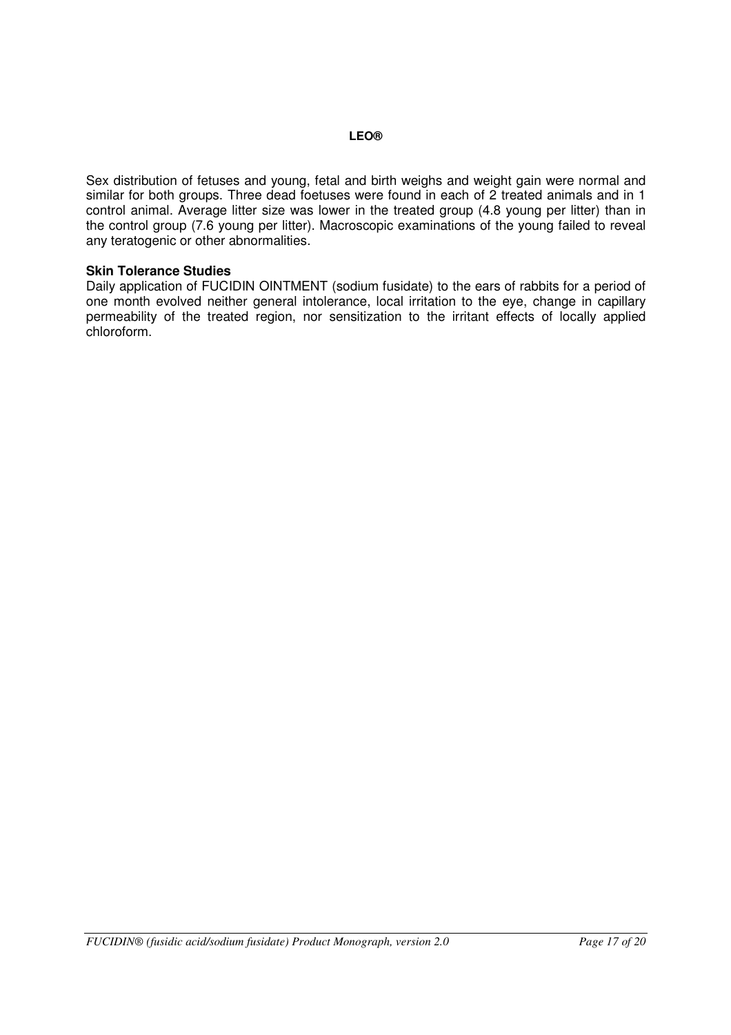Sex distribution of fetuses and young, fetal and birth weighs and weight gain were normal and similar for both groups. Three dead foetuses were found in each of 2 treated animals and in 1 control animal. Average litter size was lower in the treated group (4.8 young per litter) than in the control group (7.6 young per litter). Macroscopic examinations of the young failed to reveal any teratogenic or other abnormalities.

**Skin Tolerance Studies**

Daily application of FUCIDIN OINTMENT (sodium fusidate) to the ears of rabbits for a period of one month evolved neither general intolerance, local irritation to the eye, change in capillary permeability of the treated region, nor sensitization to the irritant effects of locally applied chloroform.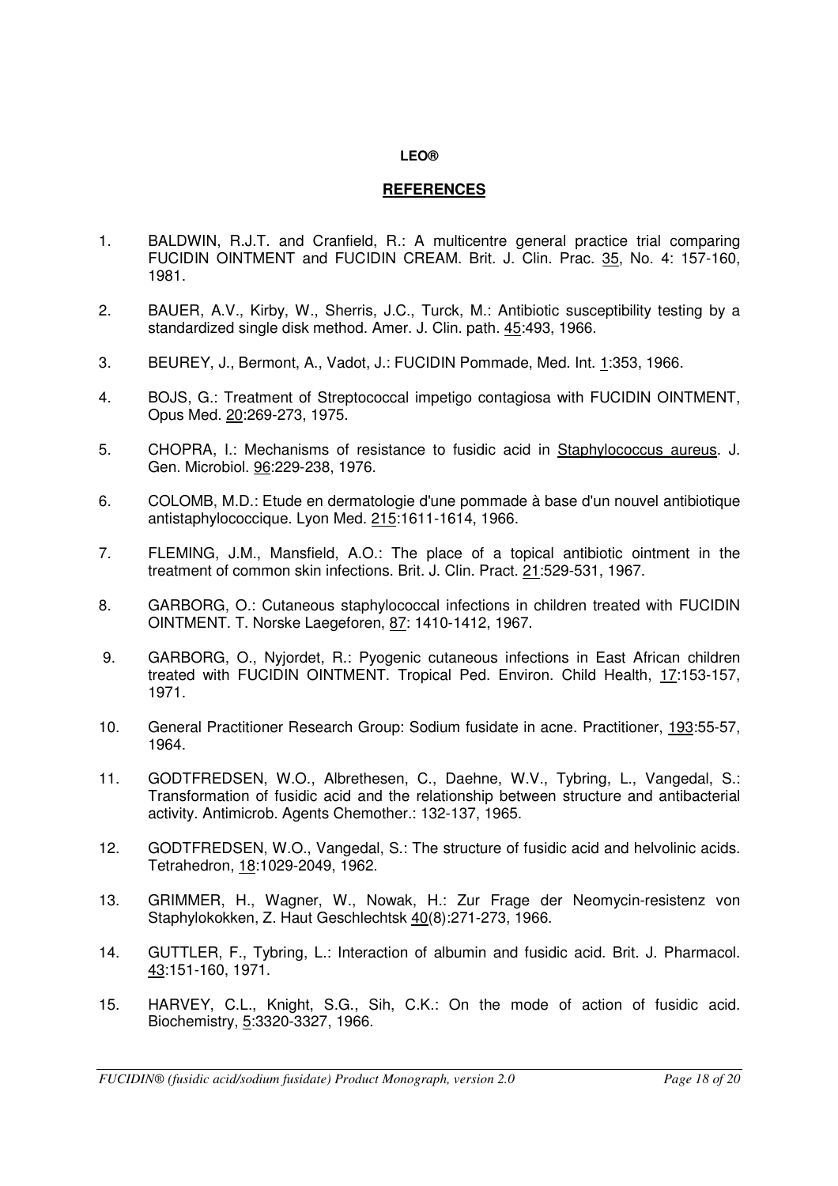**LEO®**

## REFERENCES

1. BALDWIN, R.J.T. and Cranfield, R.: A multicentre general practice trial comparing FUCIDIN OINTMENT and FUCIDIN CREAM. Brit. J. Clin. Prac. 35, No. 4: 157-160, 1981.

2. BAUER, A.V., Kirby, W., Sherris, J.C., Turck, M.: Antibiotic susceptibility testing by a standardized single disk method. Amer. J. Clin. path. 45:493, 1966.

3. BEUREY, J., Bermont, A., Vadot, J.: FUCIDIN Pommade, Med. Int. 1:353, 1966.

4. BOJS, G.: Treatment of Streptococcal impetigo contagiosa with FUCIDIN OINTMENT, Opus Med. 20:269-273, 1975.

5. CHOPRA, I.: Mechanisms of resistance to fusidic acid in Staphylococcus aureus. J. Gen. Microbiol. 96:229-238, 1976.

6. COLOMB, M.D.: Etude en dermatologie d'une pommade à base d'un nouvel antibiotique antistaphylococcique. Lyon Med. 215:1611-1614, 1966.

7. FLEMING, J.M., Mansfield, A.O.: The place of a topical antibiotic ointment in the treatment of common skin infections. Brit. J. Clin. Pract. 21:529-531, 1967.

8. GARBORG, O.: Cutaneous staphylococcal infections in children treated with FUCIDIN OINTMENT. T. Norske Laegeforen, 87: 1410-1412, 1967.

9. GARBORG, O., Nyjordet, R.: Pyogenic cutaneous infections in East African children treated with FUCIDIN OINTMENT. Tropical Ped. Environ. Child Health, 17:153-157, 1971.

10. General Practitioner Research Group: Sodium fusidate in acne. Practitioner, 193:55-57, 1964.

11. GODTFREDSEN, W.O., Albrethesen, C., Daehne, W.V., Tybring, L., Vangedal, S.: Transformation of fusidic acid and the relationship between structure and antibacterial activity. Antimicrob. Agents Chemother.: 132-137, 1965.

12. GODTFREDSEN, W.O., Vangedal, S.: The structure of fusidic acid and helvolinic acids. Tetrahedron, 18:1029-2049, 1962.

13. GRIMMER, H., Wagner, W., Nowak, H.: Zur Frage der Neomycin-resistenz von Staphylokokken, Z. Haut Geschlechtsk 40(8):271-273, 1966.

14. GUTTLER, F., Tybring, L.: Interaction of albumin and fusidic acid. Brit. J. Pharmacol. 43:151-160, 1971.

15. HARVEY, C.L., Knight, S.G., Sih, C.K.: On the mode of action of fusidic acid. Biochemistry, 5:3320-3327, 1966.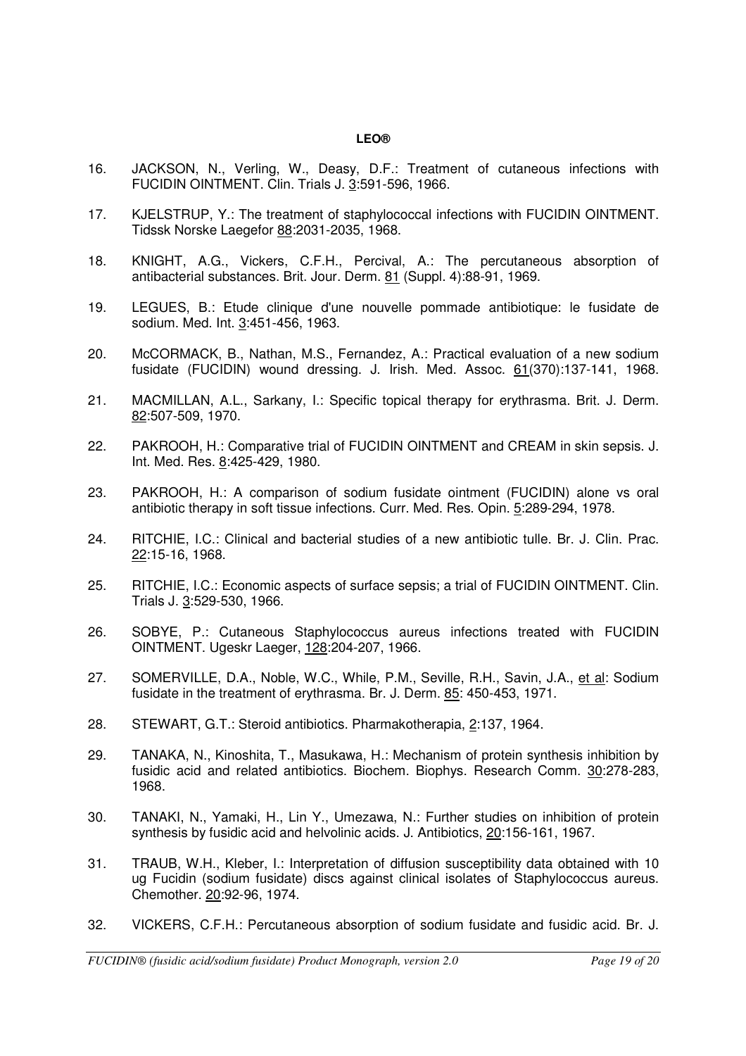16. JACKSON, N., Verling, W., Deasy, D.F.: Treatment of cutaneous infections with FUCIDIN OINTMENT. Clin. Trials J. 3:591-596, 1966.

17. KJELSTRUP, Y.: The treatment of staphylococcal infections with FUCIDIN OINTMENT. Tidssk Norske Laegefor 88:2031-2035, 1968.

18. KNIGHT, A.G., Vickers, C.F.H., Percival, A.: The percutaneous absorption of antibacterial substances. Brit. Jour. Derm. 81 (Suppl. 4):88-91, 1969.

19. LEGUES, B.: Etude clinique d'une nouvelle pommade antibiotique: le fusidate de sodium. Med. Int. 3:451-456, 1963.

20. McCORMACK, B., Nathan, M.S., Fernandez, A.: Practical evaluation of a new sodium fusidate (FUCIDIN) wound dressing. J. Irish. Med. Assoc. 61(370):137-141, 1968.

21. MACMILLAN, A.L., Sarkany, I.: Specific topical therapy for erythrasma. Brit. J. Derm. 82:507-509, 1970.

22. PAKROOH, H.: Comparative trial of FUCIDIN OINTMENT and CREAM in skin sepsis. J. Int. Med. Res. 8:425-429, 1980.

23. PAKROOH, H.: A comparison of sodium fusidate ointment (FUCIDIN) alone vs oral antibiotic therapy in soft tissue infections. Curr. Med. Res. Opin. 5:289-294, 1978.

24. RITCHIE, I.C.: Clinical and bacterial studies of a new antibiotic tulle. Br. J. Clin. Prac. 22:15-16, 1968.

25. RITCHIE, I.C.: Economic aspects of surface sepsis; a trial of FUCIDIN OINTMENT. Clin. Trials J. 3:529-530, 1966.

26. SOBYE, P.: Cutaneous Staphylococcus aureus infections treated with FUCIDIN OINTMENT. Ugeskr Laeger, 128:204-207, 1966.

27. SOMERVILLE, D.A., Noble, W.C., While, P.M., Seville, R.H., Savin, J.A., et al: Sodium fusidate in the treatment of erythrasma. Br. J. Derm. 85: 450-453, 1971.

28. STEWART, G.T.: Steroid antibiotics. Pharmakotherapia, 2:137, 1964.

29. TANAKA, N., Kinoshita, T., Masukawa, H.: Mechanism of protein synthesis inhibition by fusidic acid and related antibiotics. Biochem. Biophys. Research Comm. 30:278-283, 1968.

30. TANAKI, N., Yamaki, H., Lin Y., Umezawa, N.: Further studies on inhibition of protein synthesis by fusidic acid and helvolinic acids. J. Antibiotics, 20:156-161, 1967.

31. TRAUB, W.H., Kleber, I.: Interpretation of diffusion susceptibility data obtained with 10 ug Fucidin (sodium fusidate) discs against clinical isolates of Staphylococcus aureus. Chemother. 20:92-96, 1974.

32. VICKERS, C.F.H.: Percutaneous absorption of sodium fusidate and fusidic acid. Br. J.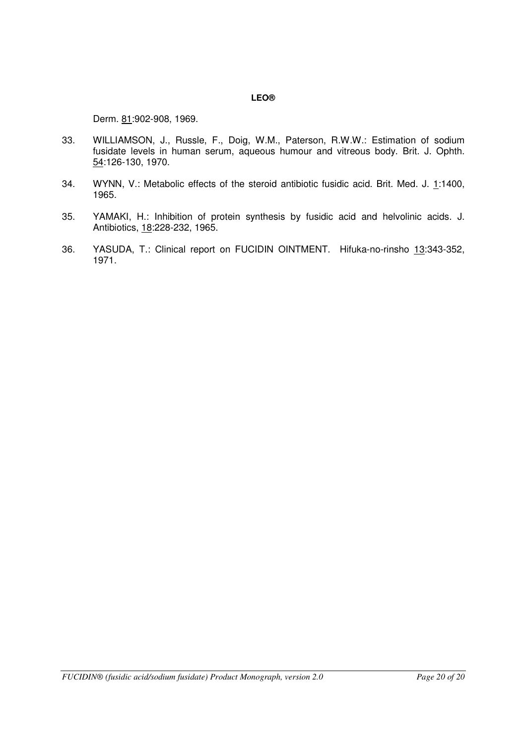Derm. 81:902-908, 1969.

33. WILLIAMSON, J., Russle, F., Doig, W.M., Paterson, R.W.W.: Estimation of sodium fusidate levels in human serum, aqueous humour and vitreous body. Brit. J. Ophth. 54:126-130, 1970.

34. WYNN, V.: Metabolic effects of the steroid antibiotic fusidic acid. Brit. Med. J. 1:1400, 1965.

35. YAMAKI, H.: Inhibition of protein synthesis by fusidic acid and helvolinic acids. J. Antibiotics, 18:228-232, 1965.

36. YASUDA, T.: Clinical report on FUCIDIN OINTMENT. Hifuka-no-rinsho 13:343-352, 1971.